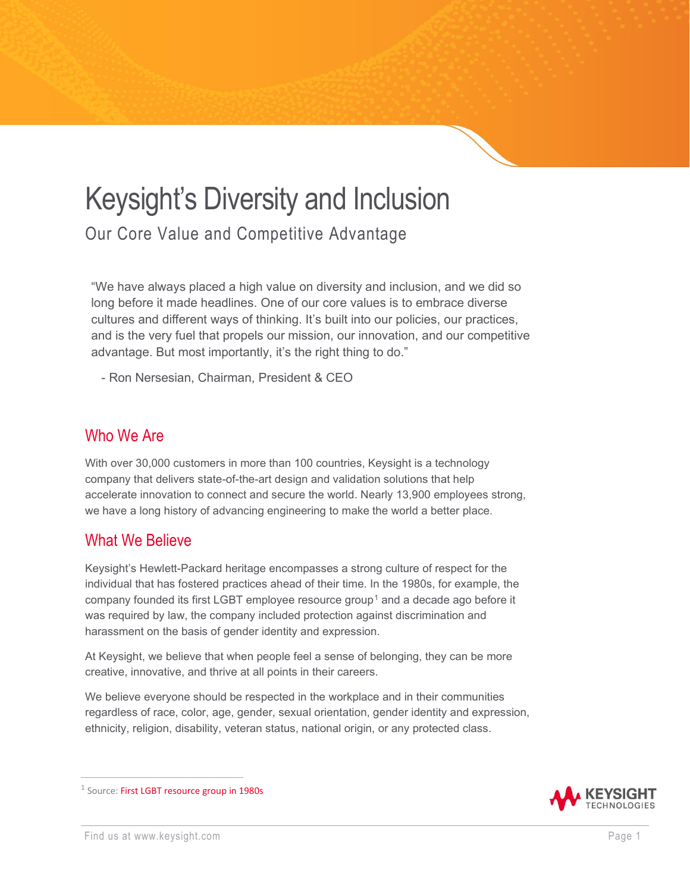# Keysight's Diversity and Inclusion

## Our Core Value and Competitive Advantage

"We have always placed a high value on diversity and inclusion, and we did so long before it made headlines. One of our core values is to embrace diverse cultures and different ways of thinking. It's built into our policies, our practices, and is the very fuel that propels our mission, our innovation, and our competitive advantage. But most importantly, it's the right thing to do."

- Ron Nersesian, Chairman, President & CEO

## Who We Are

With over 30,000 customers in more than 100 countries, Keysight is a technology company that delivers state-of-the-art design and validation solutions that help accelerate innovation to connect and secure the world. Nearly 13,900 employees strong, we have a long history of advancing engineering to make the world a better place.

## What We Believe

Keysight's Hewlett-Packard heritage encompasses a strong culture of respect for the individual that has fostered practices ahead of their time. In the 1980s, for example, the company founded its first LGBT employee resource group[1] and a decade ago before it was required by law, the company included protection against discrimination and harassment on the basis of gender identity and expression.

At Keysight, we believe that when people feel a sense of belonging, they can be more creative, innovative, and thrive at all points in their careers.

We believe everyone should be respected in the workplace and in their communities regardless of race, color, age, gender, sexual orientation, gender identity and expression, ethnicity, religion, disability, veteran status, national origin, or any protected class.

---

[1] Source: First LGBT resource group in 1980s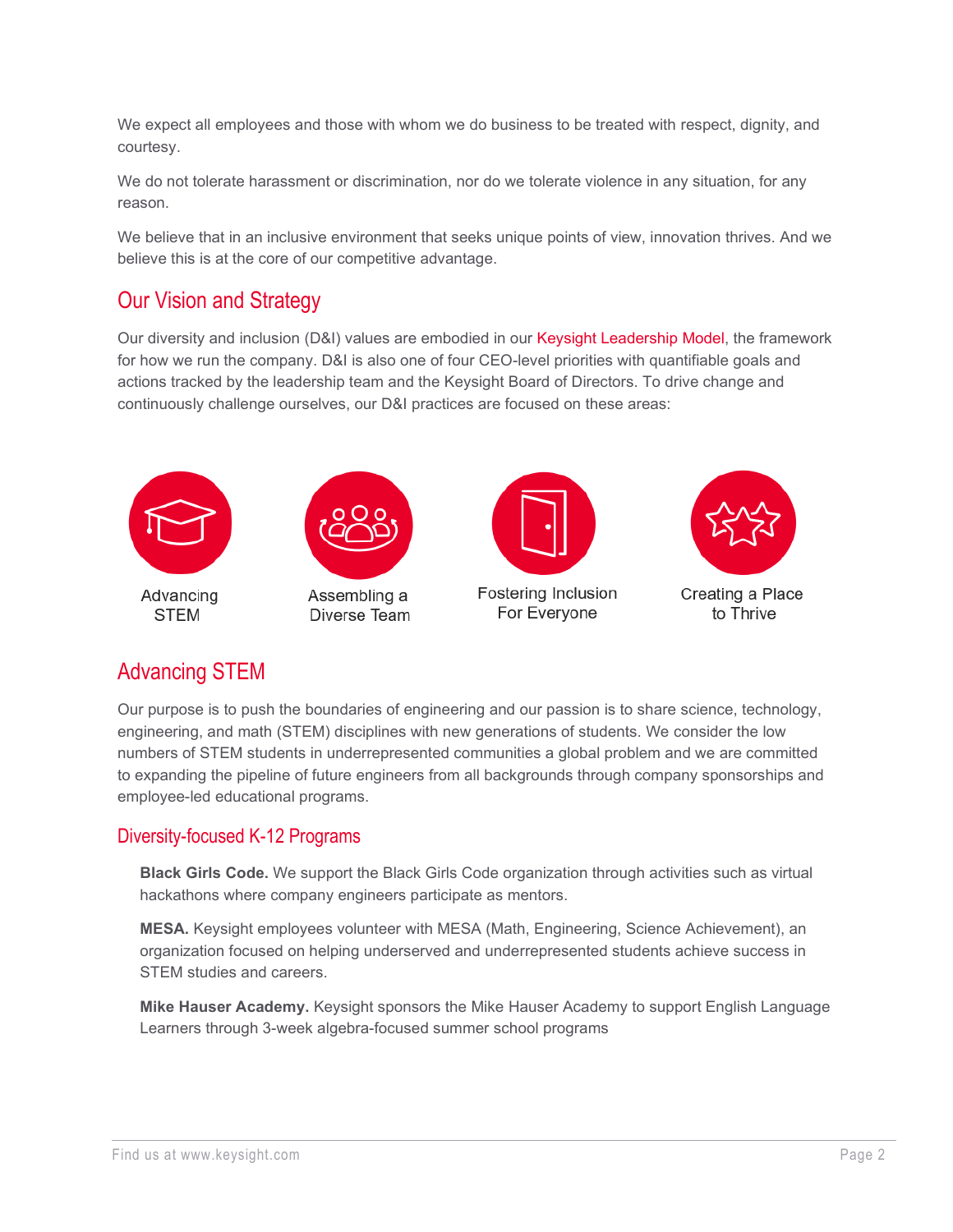We expect all employees and those with whom we do business to be treated with respect, dignity, and courtesy.

We do not tolerate harassment or discrimination, nor do we tolerate violence in any situation, for any reason.

We believe that in an inclusive environment that seeks unique points of view, innovation thrives. And we believe this is at the core of our competitive advantage.

## Our Vision and Strategy

Our diversity and inclusion (D&I) values are embodied in our Keysight Leadership Model, the framework for how we run the company. D&I is also one of four CEO-level priorities with quantifiable goals and actions tracked by the leadership team and the Keysight Board of Directors. To drive change and continuously challenge ourselves, our D&I practices are focused on these areas:

Advancing STEM

Assembling a Diverse Team

Fostering Inclusion For Everyone

Creating a Place to Thrive

## Advancing STEM

Our purpose is to push the boundaries of engineering and our passion is to share science, technology, engineering, and math (STEM) disciplines with new generations of students. We consider the low numbers of STEM students in underrepresented communities a global problem and we are committed to expanding the pipeline of future engineers from all backgrounds through company sponsorships and employee-led educational programs.

### Diversity-focused K-12 Programs

**Black Girls Code.** We support the Black Girls Code organization through activities such as virtual hackathons where company engineers participate as mentors.

**MESA.** Keysight employees volunteer with MESA (Math, Engineering, Science Achievement), an organization focused on helping underserved and underrepresented students achieve success in STEM studies and careers.

**Mike Hauser Academy.** Keysight sponsors the Mike Hauser Academy to support English Language Learners through 3-week algebra-focused summer school programs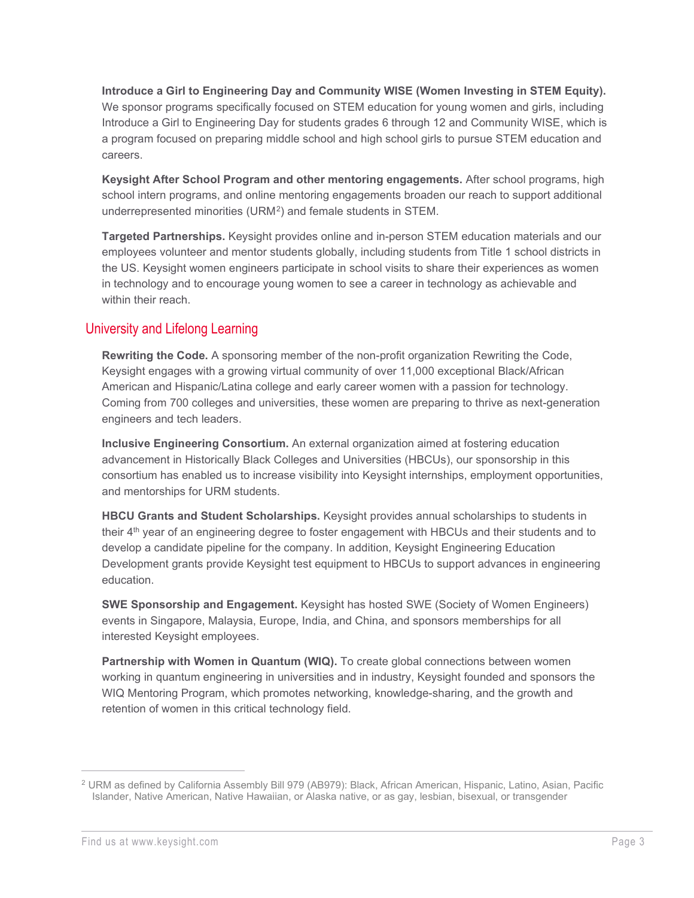**Introduce a Girl to Engineering Day and Community WISE (Women Investing in STEM Equity).** We sponsor programs specifically focused on STEM education for young women and girls, including Introduce a Girl to Engineering Day for students grades 6 through 12 and Community WISE, which is a program focused on preparing middle school and high school girls to pursue STEM education and careers.

**Keysight After School Program and other mentoring engagements.** After school programs, high school intern programs, and online mentoring engagements broaden our reach to support additional underrepresented minorities (URM[2]) and female students in STEM.

**Targeted Partnerships.** Keysight provides online and in-person STEM education materials and our employees volunteer and mentor students globally, including students from Title 1 school districts in the US. Keysight women engineers participate in school visits to share their experiences as women in technology and to encourage young women to see a career in technology as achievable and within their reach.

## University and Lifelong Learning

**Rewriting the Code.** A sponsoring member of the non-profit organization Rewriting the Code, Keysight engages with a growing virtual community of over 11,000 exceptional Black/African American and Hispanic/Latina college and early career women with a passion for technology. Coming from 700 colleges and universities, these women are preparing to thrive as next-generation engineers and tech leaders.

**Inclusive Engineering Consortium.** An external organization aimed at fostering education advancement in Historically Black Colleges and Universities (HBCUs), our sponsorship in this consortium has enabled us to increase visibility into Keysight internships, employment opportunities, and mentorships for URM students.

**HBCU Grants and Student Scholarships.** Keysight provides annual scholarships to students in their 4th year of an engineering degree to foster engagement with HBCUs and their students and to develop a candidate pipeline for the company. In addition, Keysight Engineering Education Development grants provide Keysight test equipment to HBCUs to support advances in engineering education.

**SWE Sponsorship and Engagement.** Keysight has hosted SWE (Society of Women Engineers) events in Singapore, Malaysia, Europe, India, and China, and sponsors memberships for all interested Keysight employees.

**Partnership with Women in Quantum (WIQ).** To create global connections between women working in quantum engineering in universities and in industry, Keysight founded and sponsors the WIQ Mentoring Program, which promotes networking, knowledge-sharing, and the growth and retention of women in this critical technology field.

---

[2] URM as defined by California Assembly Bill 979 (AB979): Black, African American, Hispanic, Latino, Asian, Pacific Islander, Native American, Native Hawaiian, or Alaska native, or as gay, lesbian, bisexual, or transgender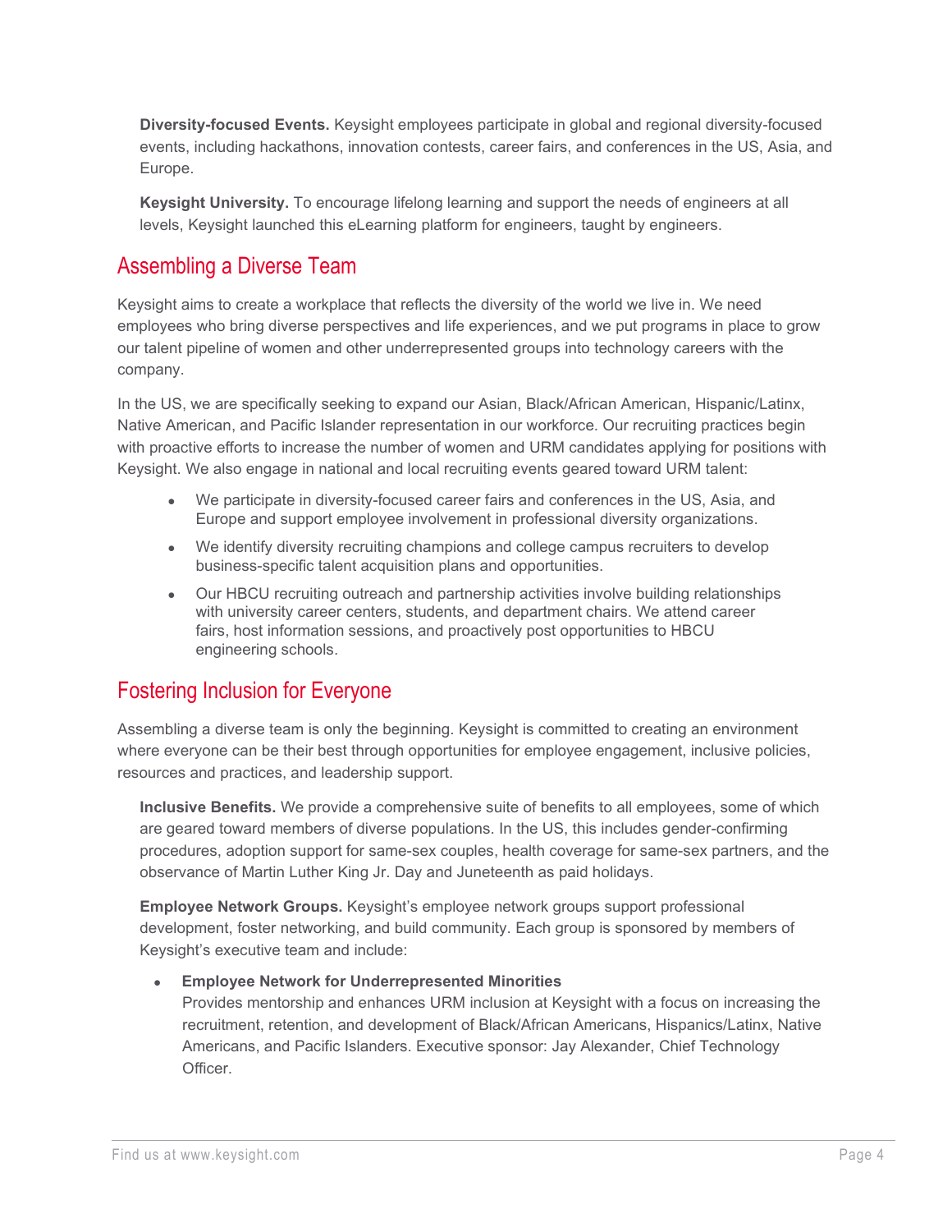**Diversity-focused Events.** Keysight employees participate in global and regional diversity-focused events, including hackathons, innovation contests, career fairs, and conferences in the US, Asia, and Europe.

**Keysight University.** To encourage lifelong learning and support the needs of engineers at all levels, Keysight launched this eLearning platform for engineers, taught by engineers.

## Assembling a Diverse Team

Keysight aims to create a workplace that reflects the diversity of the world we live in. We need employees who bring diverse perspectives and life experiences, and we put programs in place to grow our talent pipeline of women and other underrepresented groups into technology careers with the company.

In the US, we are specifically seeking to expand our Asian, Black/African American, Hispanic/Latinx, Native American, and Pacific Islander representation in our workforce. Our recruiting practices begin with proactive efforts to increase the number of women and URM candidates applying for positions with Keysight. We also engage in national and local recruiting events geared toward URM talent:

- We participate in diversity-focused career fairs and conferences in the US, Asia, and Europe and support employee involvement in professional diversity organizations.
- We identify diversity recruiting champions and college campus recruiters to develop business-specific talent acquisition plans and opportunities.
- Our HBCU recruiting outreach and partnership activities involve building relationships with university career centers, students, and department chairs. We attend career fairs, host information sessions, and proactively post opportunities to HBCU engineering schools.

## Fostering Inclusion for Everyone

Assembling a diverse team is only the beginning. Keysight is committed to creating an environment where everyone can be their best through opportunities for employee engagement, inclusive policies, resources and practices, and leadership support.

**Inclusive Benefits.** We provide a comprehensive suite of benefits to all employees, some of which are geared toward members of diverse populations. In the US, this includes gender-confirming procedures, adoption support for same-sex couples, health coverage for same-sex partners, and the observance of Martin Luther King Jr. Day and Juneteenth as paid holidays.

**Employee Network Groups.** Keysight's employee network groups support professional development, foster networking, and build community. Each group is sponsored by members of Keysight's executive team and include:

- **Employee Network for Underrepresented Minorities**
  Provides mentorship and enhances URM inclusion at Keysight with a focus on increasing the recruitment, retention, and development of Black/African Americans, Hispanics/Latinx, Native Americans, and Pacific Islanders. Executive sponsor: Jay Alexander, Chief Technology Officer.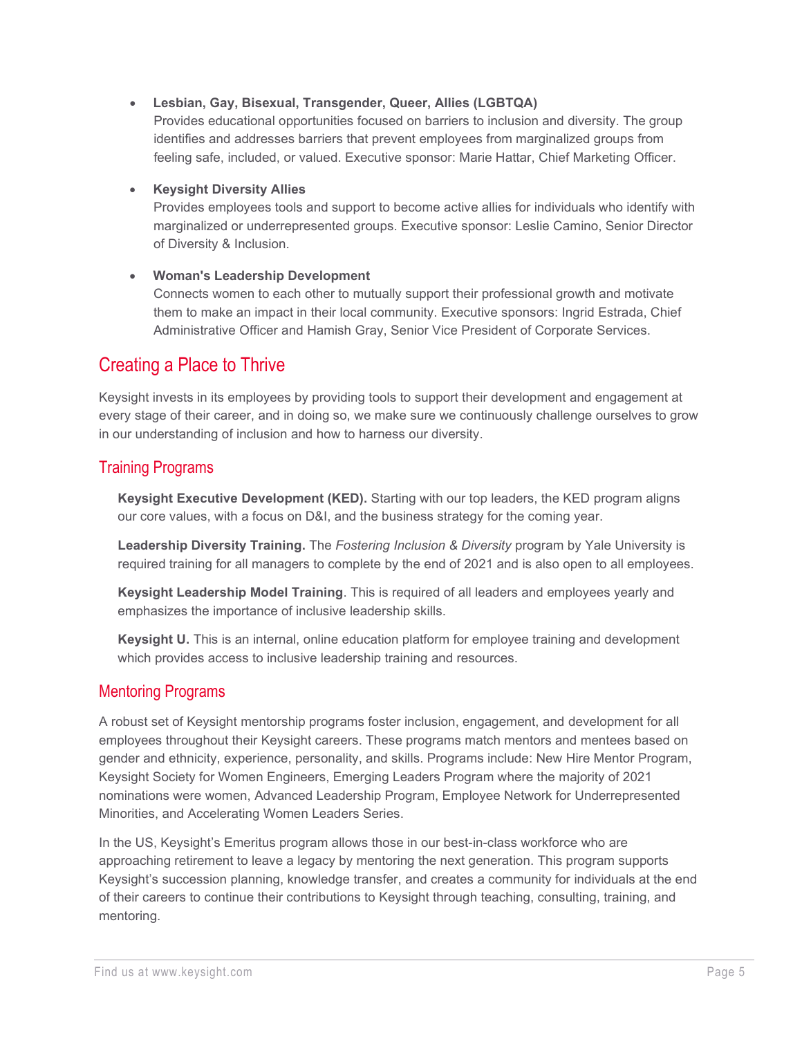- **Lesbian, Gay, Bisexual, Transgender, Queer, Allies (LGBTQA)**
  Provides educational opportunities focused on barriers to inclusion and diversity. The group identifies and addresses barriers that prevent employees from marginalized groups from feeling safe, included, or valued. Executive sponsor: Marie Hattar, Chief Marketing Officer.

- **Keysight Diversity Allies**
  Provides employees tools and support to become active allies for individuals who identify with marginalized or underrepresented groups. Executive sponsor: Leslie Camino, Senior Director of Diversity & Inclusion.

- **Woman's Leadership Development**
  Connects women to each other to mutually support their professional growth and motivate them to make an impact in their local community. Executive sponsors: Ingrid Estrada, Chief Administrative Officer and Hamish Gray, Senior Vice President of Corporate Services.

## Creating a Place to Thrive

Keysight invests in its employees by providing tools to support their development and engagement at every stage of their career, and in doing so, we make sure we continuously challenge ourselves to grow in our understanding of inclusion and how to harness our diversity.

### Training Programs

**Keysight Executive Development (KED).** Starting with our top leaders, the KED program aligns our core values, with a focus on D&I, and the business strategy for the coming year.

**Leadership Diversity Training.** The *Fostering Inclusion & Diversity* program by Yale University is required training for all managers to complete by the end of 2021 and is also open to all employees.

**Keysight Leadership Model Training**. This is required of all leaders and employees yearly and emphasizes the importance of inclusive leadership skills.

**Keysight U.** This is an internal, online education platform for employee training and development which provides access to inclusive leadership training and resources.

### Mentoring Programs

A robust set of Keysight mentorship programs foster inclusion, engagement, and development for all employees throughout their Keysight careers. These programs match mentors and mentees based on gender and ethnicity, experience, personality, and skills. Programs include: New Hire Mentor Program, Keysight Society for Women Engineers, Emerging Leaders Program where the majority of 2021 nominations were women, Advanced Leadership Program, Employee Network for Underrepresented Minorities, and Accelerating Women Leaders Series.

In the US, Keysight's Emeritus program allows those in our best-in-class workforce who are approaching retirement to leave a legacy by mentoring the next generation. This program supports Keysight's succession planning, knowledge transfer, and creates a community for individuals at the end of their careers to continue their contributions to Keysight through teaching, consulting, training, and mentoring.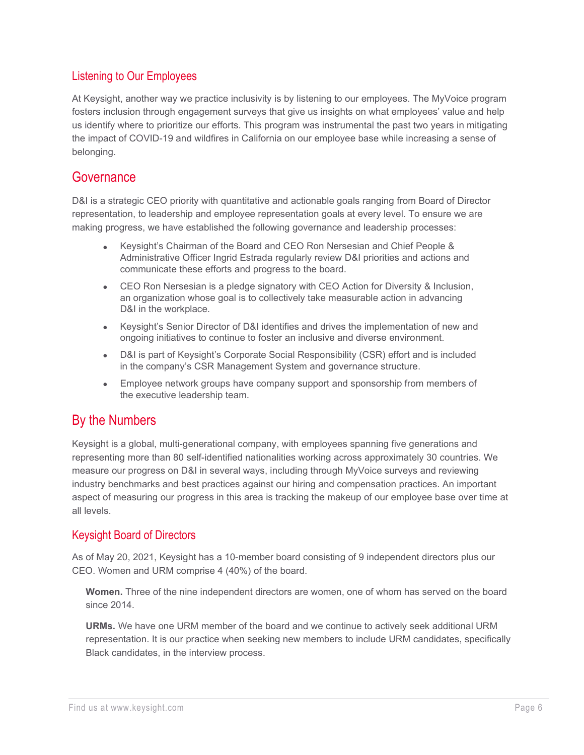### Listening to Our Employees

At Keysight, another way we practice inclusivity is by listening to our employees. The MyVoice program fosters inclusion through engagement surveys that give us insights on what employees' value and help us identify where to prioritize our efforts. This program was instrumental the past two years in mitigating the impact of COVID-19 and wildfires in California on our employee base while increasing a sense of belonging.

## Governance

D&I is a strategic CEO priority with quantitative and actionable goals ranging from Board of Director representation, to leadership and employee representation goals at every level. To ensure we are making progress, we have established the following governance and leadership processes:

- Keysight's Chairman of the Board and CEO Ron Nersesian and Chief People & Administrative Officer Ingrid Estrada regularly review D&I priorities and actions and communicate these efforts and progress to the board.
- CEO Ron Nersesian is a pledge signatory with CEO Action for Diversity & Inclusion, an organization whose goal is to collectively take measurable action in advancing D&I in the workplace.
- Keysight's Senior Director of D&I identifies and drives the implementation of new and ongoing initiatives to continue to foster an inclusive and diverse environment.
- D&I is part of Keysight's Corporate Social Responsibility (CSR) effort and is included in the company's CSR Management System and governance structure.
- Employee network groups have company support and sponsorship from members of the executive leadership team.

## By the Numbers

Keysight is a global, multi-generational company, with employees spanning five generations and representing more than 80 self-identified nationalities working across approximately 30 countries. We measure our progress on D&I in several ways, including through MyVoice surveys and reviewing industry benchmarks and best practices against our hiring and compensation practices. An important aspect of measuring our progress in this area is tracking the makeup of our employee base over time at all levels.

### Keysight Board of Directors

As of May 20, 2021, Keysight has a 10-member board consisting of 9 independent directors plus our CEO. Women and URM comprise 4 (40%) of the board.

**Women.** Three of the nine independent directors are women, one of whom has served on the board since 2014.

**URMs.** We have one URM member of the board and we continue to actively seek additional URM representation. It is our practice when seeking new members to include URM candidates, specifically Black candidates, in the interview process.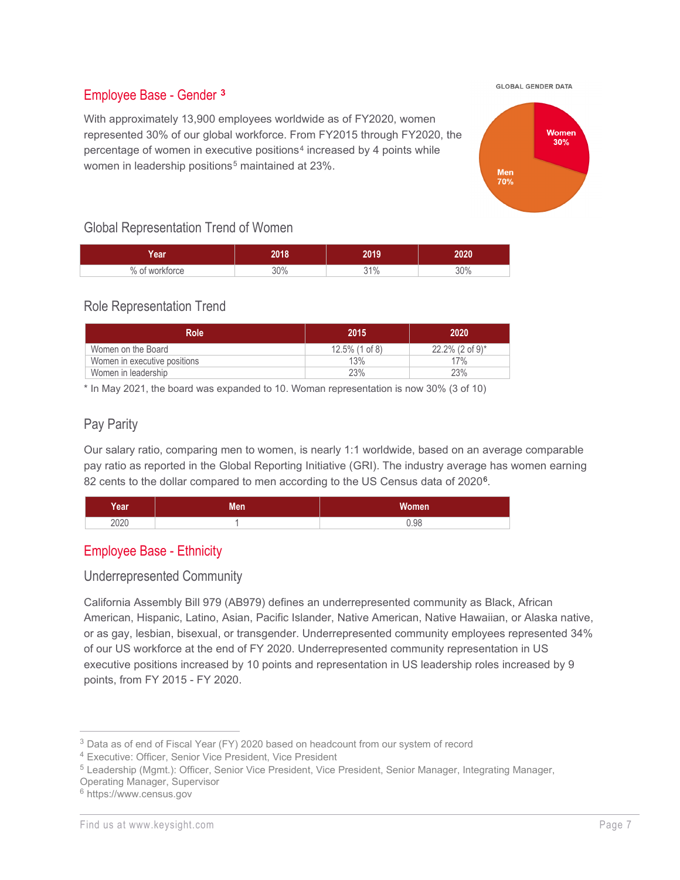## Employee Base - Gender [3]

With approximately 13,900 employees worldwide as of FY2020, women represented 30% of our global workforce. From FY2015 through FY2020, the percentage of women in executive positions[4] increased by 4 points while women in leadership positions[5] maintained at 23%.

GLOBAL GENDER DATA

Women 30%

Men 70%

### Global Representation Trend of Women

| Year | 2018 | 2019 | 2020 |
|---|---|---|---|
| % of workforce | 30% | 31% | 30% |

### Role Representation Trend

| Role | 2015 | 2020 |
|---|---|---|
| Women on the Board | 12.5% (1 of 8) | 22.2% (2 of 9)* |
| Women in executive positions | 13% | 17% |
| Women in leadership | 23% | 23% |

* In May 2021, the board was expanded to 10. Woman representation is now 30% (3 of 10)

### Pay Parity

Our salary ratio, comparing men to women, is nearly 1:1 worldwide, based on an average comparable pay ratio as reported in the Global Reporting Initiative (GRI). The industry average has women earning 82 cents to the dollar compared to men according to the US Census data of 2020[6].

| Year | Men | Women |
|---|---|---|
| 2020 | 1 | 0.98 |

## Employee Base - Ethnicity

### Underrepresented Community

California Assembly Bill 979 (AB979) defines an underrepresented community as Black, African American, Hispanic, Latino, Asian, Pacific Islander, Native American, Native Hawaiian, or Alaska native, or as gay, lesbian, bisexual, or transgender. Underrepresented community employees represented 34% of our US workforce at the end of FY 2020. Underrepresented community representation in US executive positions increased by 10 points and representation in US leadership roles increased by 9 points, from FY 2015 - FY 2020.

---

[3] Data as of end of Fiscal Year (FY) 2020 based on headcount from our system of record

[4] Executive: Officer, Senior Vice President, Vice President

[5] Leadership (Mgmt.): Officer, Senior Vice President, Vice President, Senior Manager, Integrating Manager, Operating Manager, Supervisor

[6] https://www.census.gov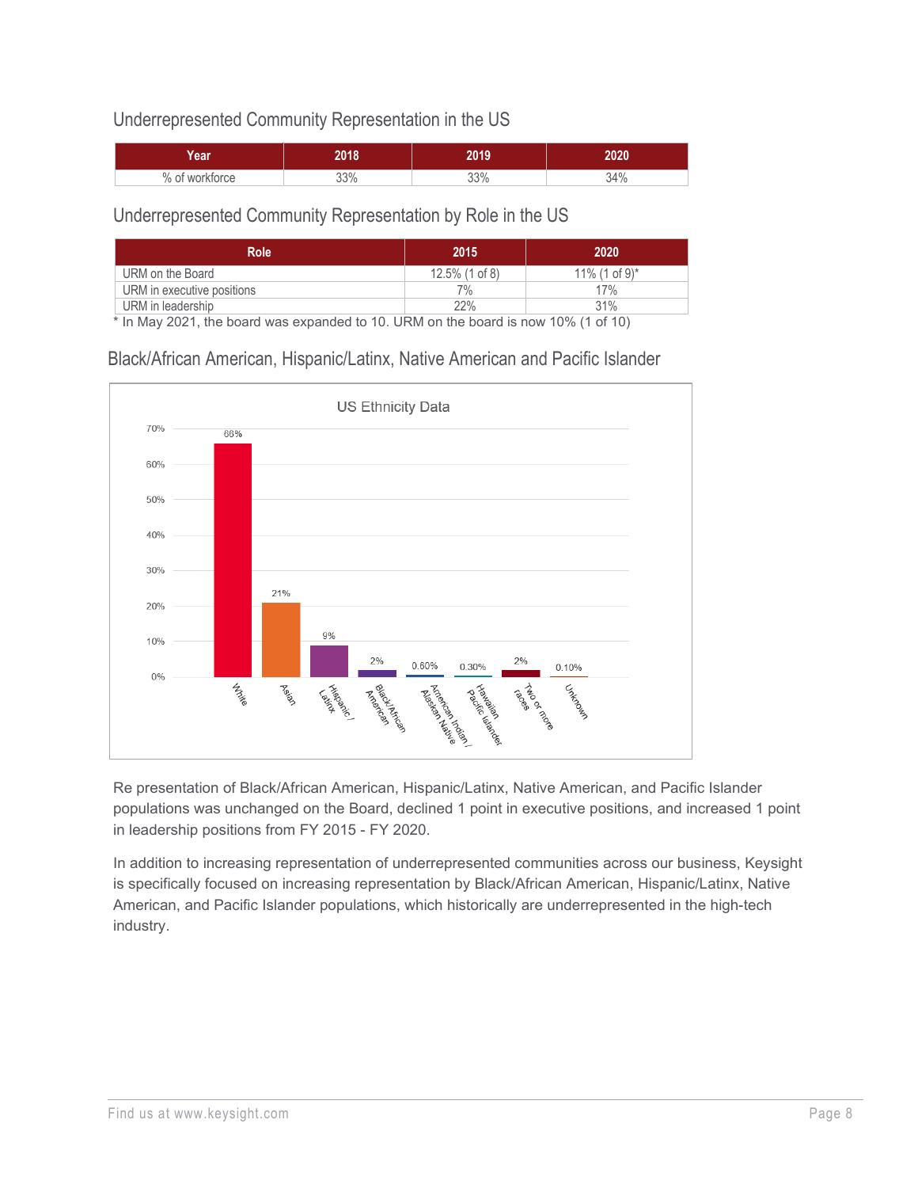## Underrepresented Community Representation in the US

| Year | 2018 | 2019 | 2020 |
|---|---|---|---|
| % of workforce | 33% | 33% | 34% |

## Underrepresented Community Representation by Role in the US

| Role | 2015 | 2020 |
|---|---|---|
| URM on the Board | 12.5% (1 of 8) | 11% (1 of 9)* |
| URM in executive positions | 7% | 17% |
| URM in leadership | 22% | 31% |

\* In May 2021, the board was expanded to 10. URM on the board is now 10% (1 of 10)

## Black/African American, Hispanic/Latinx, Native American and Pacific Islander

US Ethnicity Data

| White | Asian | Hispanic / Latinx | Black/African American | American Indian / Alaskan Native | Hawaiian Pacific Islander | Two or more races | Unknown |
|---|---|---|---|---|---|---|---|
| 66% | 21% | 9% | 2% | 0.60% | 0.30% | 2% | 0.10% |

Re presentation of Black/African American, Hispanic/Latinx, Native American, and Pacific Islander populations was unchanged on the Board, declined 1 point in executive positions, and increased 1 point in leadership positions from FY 2015 - FY 2020.

In addition to increasing representation of underrepresented communities across our business, Keysight is specifically focused on increasing representation by Black/African American, Hispanic/Latinx, Native American, and Pacific Islander populations, which historically are underrepresented in the high-tech industry.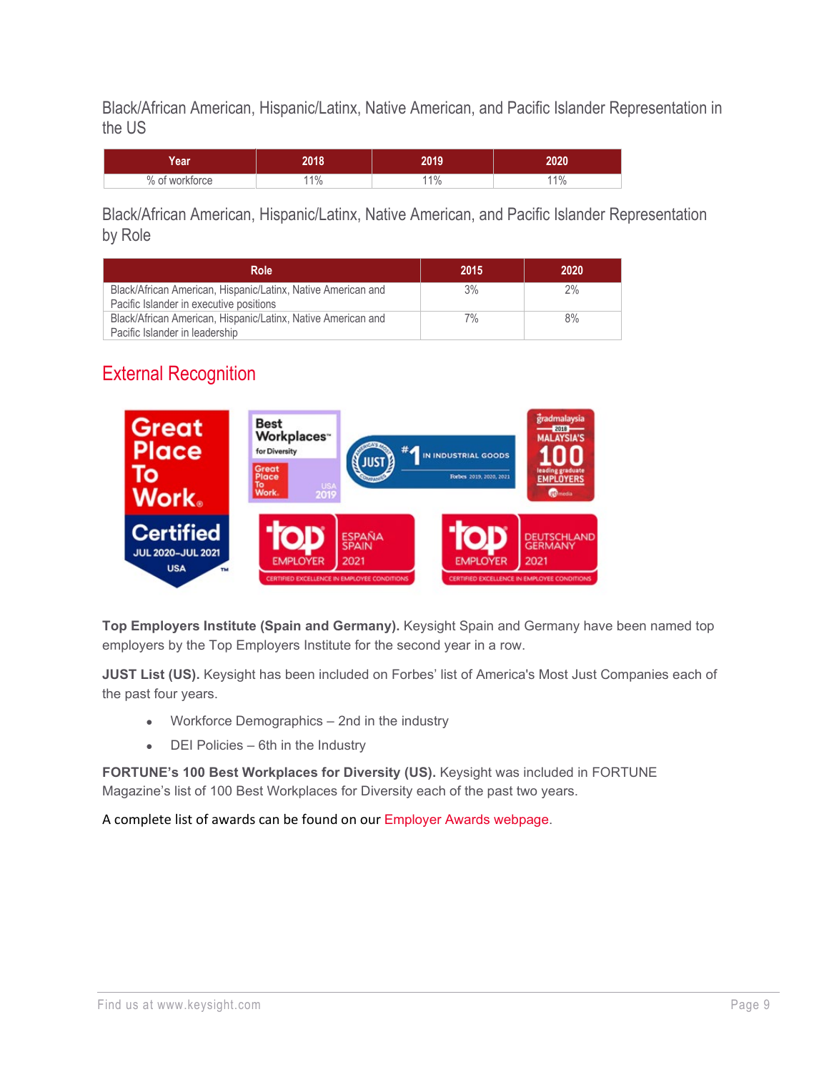Black/African American, Hispanic/Latinx, Native American, and Pacific Islander Representation in the US

| Year | 2018 | 2019 | 2020 |
|---|---|---|---|
| % of workforce | 11% | 11% | 11% |

Black/African American, Hispanic/Latinx, Native American, and Pacific Islander Representation by Role

| Role | 2015 | 2020 |
|---|---|---|
| Black/African American, Hispanic/Latinx, Native American and Pacific Islander in executive positions | 3% | 2% |
| Black/African American, Hispanic/Latinx, Native American and Pacific Islander in leadership | 7% | 8% |

## External Recognition

**Top Employers Institute (Spain and Germany).** Keysight Spain and Germany have been named top employers by the Top Employers Institute for the second year in a row.

**JUST List (US).** Keysight has been included on Forbes' list of America's Most Just Companies each of the past four years.

- Workforce Demographics – 2nd in the industry
- DEI Policies – 6th in the Industry

**FORTUNE's 100 Best Workplaces for Diversity (US).** Keysight was included in FORTUNE Magazine's list of 100 Best Workplaces for Diversity each of the past two years.

A complete list of awards can be found on our Employer Awards webpage.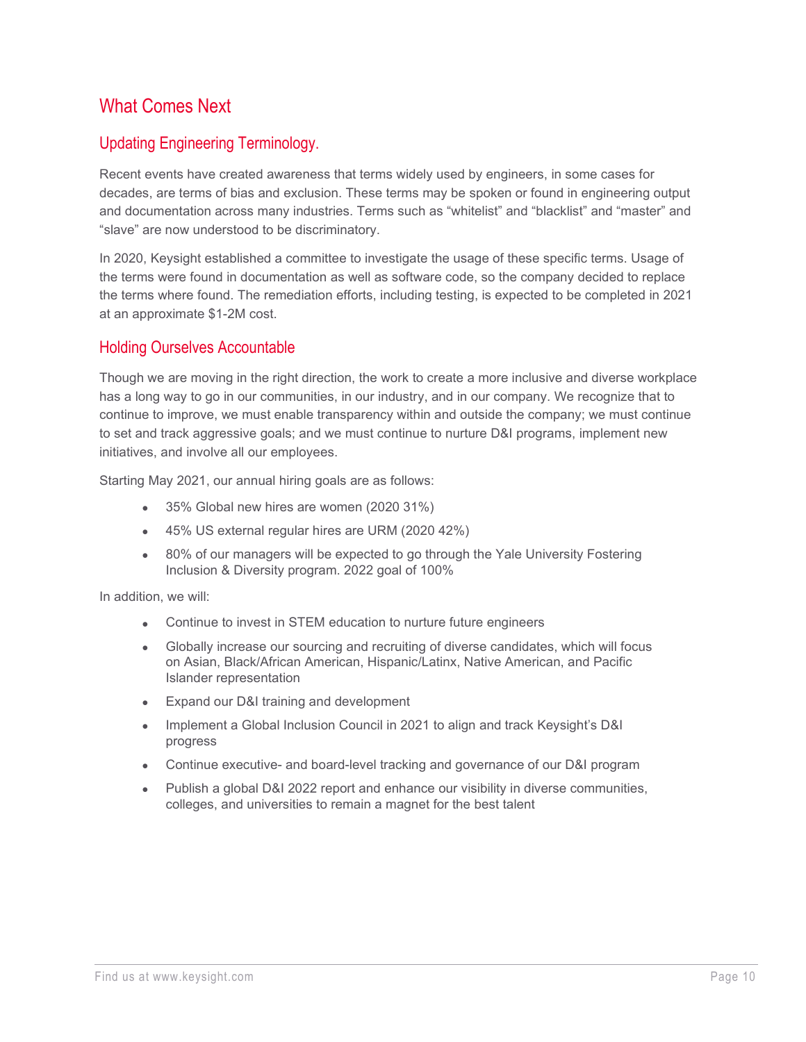# What Comes Next

## Updating Engineering Terminology.

Recent events have created awareness that terms widely used by engineers, in some cases for decades, are terms of bias and exclusion. These terms may be spoken or found in engineering output and documentation across many industries. Terms such as "whitelist" and "blacklist" and "master" and "slave" are now understood to be discriminatory.

In 2020, Keysight established a committee to investigate the usage of these specific terms. Usage of the terms were found in documentation as well as software code, so the company decided to replace the terms where found. The remediation efforts, including testing, is expected to be completed in 2021 at an approximate $1-2M cost.

## Holding Ourselves Accountable

Though we are moving in the right direction, the work to create a more inclusive and diverse workplace has a long way to go in our communities, in our industry, and in our company. We recognize that to continue to improve, we must enable transparency within and outside the company; we must continue to set and track aggressive goals; and we must continue to nurture D&I programs, implement new initiatives, and involve all our employees.

Starting May 2021, our annual hiring goals are as follows:

- 35% Global new hires are women (2020 31%)
- 45% US external regular hires are URM (2020 42%)
- 80% of our managers will be expected to go through the Yale University Fostering Inclusion & Diversity program. 2022 goal of 100%

In addition, we will:

- Continue to invest in STEM education to nurture future engineers
- Globally increase our sourcing and recruiting of diverse candidates, which will focus on Asian, Black/African American, Hispanic/Latinx, Native American, and Pacific Islander representation
- Expand our D&I training and development
- Implement a Global Inclusion Council in 2021 to align and track Keysight's D&I progress
- Continue executive- and board-level tracking and governance of our D&I program
- Publish a global D&I 2022 report and enhance our visibility in diverse communities, colleges, and universities to remain a magnet for the best talent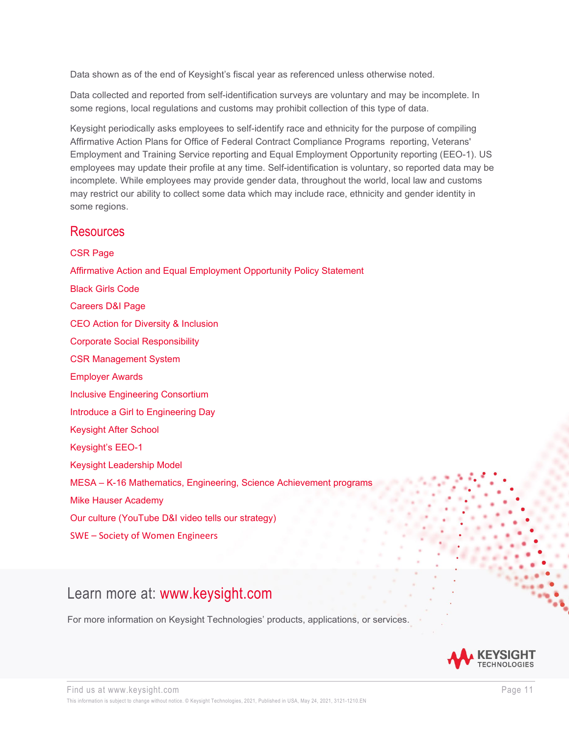Data shown as of the end of Keysight's fiscal year as referenced unless otherwise noted.

Data collected and reported from self-identification surveys are voluntary and may be incomplete. In some regions, local regulations and customs may prohibit collection of this type of data.

Keysight periodically asks employees to self-identify race and ethnicity for the purpose of compiling Affirmative Action Plans for Office of Federal Contract Compliance Programs reporting, Veterans' Employment and Training Service reporting and Equal Employment Opportunity reporting (EEO-1). US employees may update their profile at any time. Self-identification is voluntary, so reported data may be incomplete. While employees may provide gender data, throughout the world, local law and customs may restrict our ability to collect some data which may include race, ethnicity and gender identity in some regions.

## Resources

CSR Page

Affirmative Action and Equal Employment Opportunity Policy Statement

Black Girls Code

Careers D&I Page

CEO Action for Diversity & Inclusion

Corporate Social Responsibility

CSR Management System

Employer Awards

Inclusive Engineering Consortium

Introduce a Girl to Engineering Day

Keysight After School

Keysight's EEO-1

Keysight Leadership Model

MESA – K-16 Mathematics, Engineering, Science Achievement programs

Mike Hauser Academy

Our culture (YouTube D&I video tells our strategy)

SWE – Society of Women Engineers

## Learn more at: www.keysight.com

For more information on Keysight Technologies' products, applications, or services.

This information is subject to change without notice. © Keysight Technologies, 2021, Published in USA, May 24, 2021, 3121-1210.EN